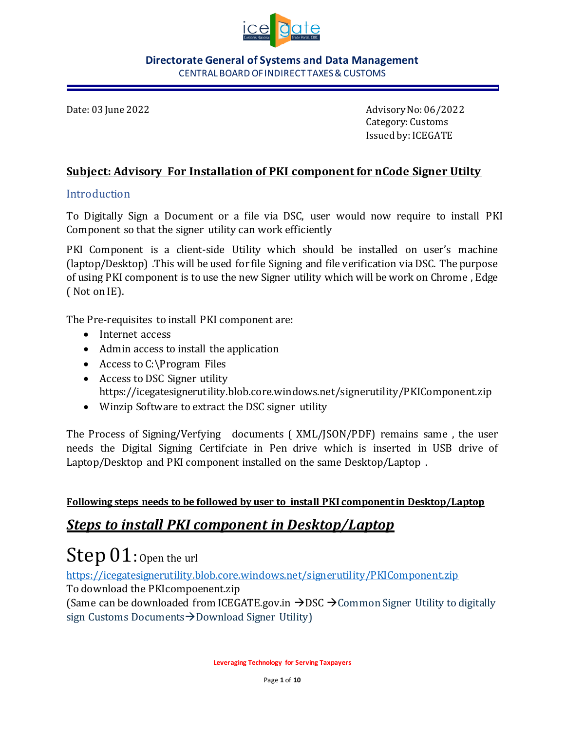**Directorate General of Systems and Data Management**
CENTRAL BOARD OF INDIRECT TAXES & CUSTOMS

Date: 03 June 2022

Advisory No: 06/2022
Category: Customs
Issued by: ICEGATE

## Subject: Advisory For Installation of PKI component for nCode Signer Utilty

### Introduction

To Digitally Sign a Document or a file via DSC, user would now require to install PKI Component so that the signer utility can work efficiently

PKI Component is a client-side Utility which should be installed on user's machine (laptop/Desktop) .This will be used for file Signing and file verification via DSC. The purpose of using PKI component is to use the new Signer utility which will be work on Chrome , Edge ( Not on IE).

The Pre-requisites to install PKI component are:

- Internet access
- Admin access to install the application
- Access to C:\Program Files
- Access to DSC Signer utility https://icegatesignerutility.blob.core.windows.net/signerutility/PKIComponent.zip
- Winzip Software to extract the DSC signer utility

The Process of Signing/Verfying documents ( XML/JSON/PDF) remains same , the user needs the Digital Signing Certifciate in Pen drive which is inserted in USB drive of Laptop/Desktop and PKI component installed on the same Desktop/Laptop .

**Following steps needs to be followed by user to install PKI component in Desktop/Laptop**

## ***Steps to install PKI component in Desktop/Laptop***

# Step 01: Open the url

https://icegatesignerutility.blob.core.windows.net/signerutility/PKIComponent.zip
To download the PKIcompoenent.zip
(Same can be downloaded from ICEGATE.gov.in →DSC →Common Signer Utility to digitally sign Customs Documents→Download Signer Utility)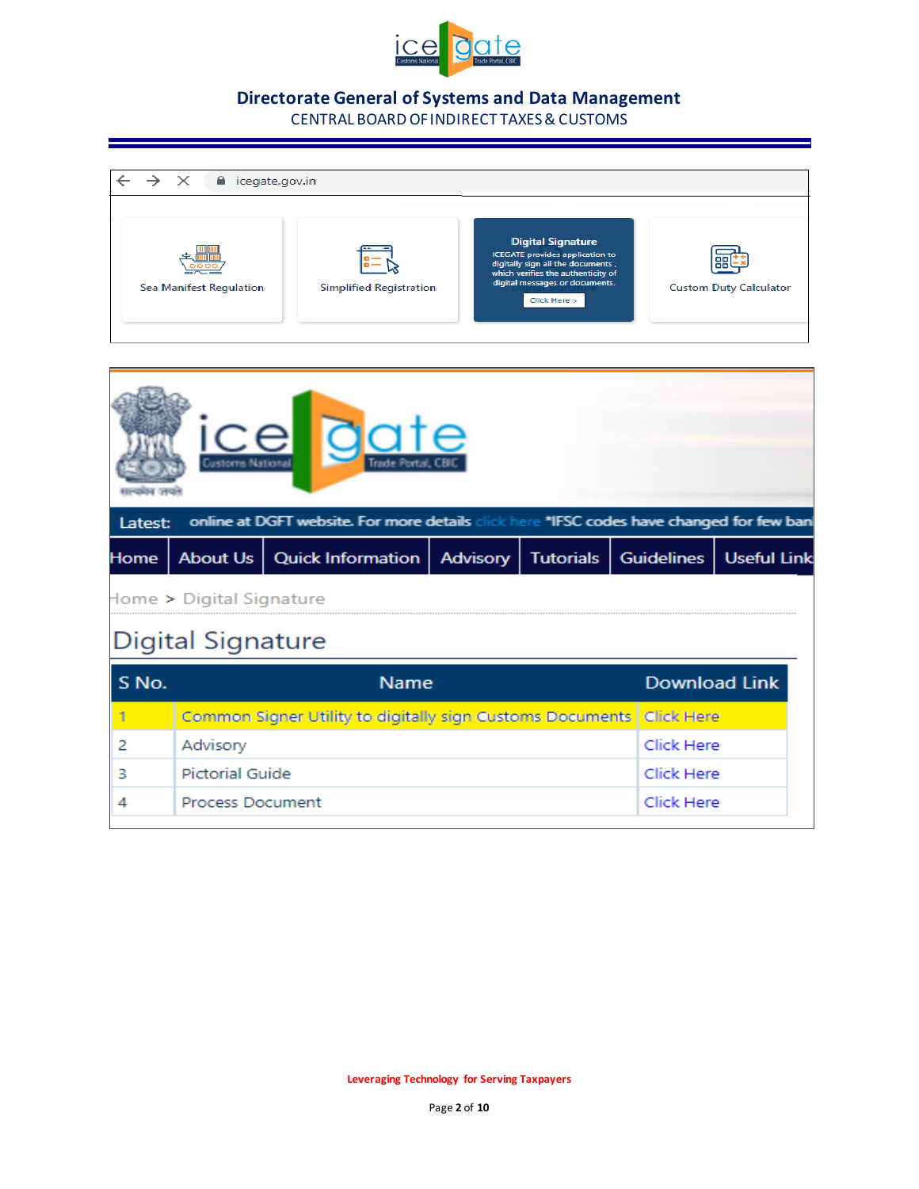# Directorate General of Systems and Data Management

CENTRAL BOARD OF INDIRECT TAXES & CUSTOMS

icegate.gov.in

Sea Manifest Regulation

Simplified Registration

**Digital Signature**

ICEGATE provides application to digitally sign all the documents, which verifies the authenticity of digital messages or documents.

Click Here >

Custom Duty Calculator

Latest: online at DGFT website. For more details click here *IFSC codes have changed for few ban

Home | About Us | Quick Information | Advisory | Tutorials | Guidelines | Useful Link

Home > Digital Signature

## Digital Signature

| S No. | Name | Download Link |
|---|---|---|
| 1 | Common Signer Utility to digitally sign Customs Documents | Click Here |
| 2 | Advisory | Click Here |
| 3 | Pictorial Guide | Click Here |
| 4 | Process Document | Click Here |

**Leveraging Technology for Serving Taxpayers**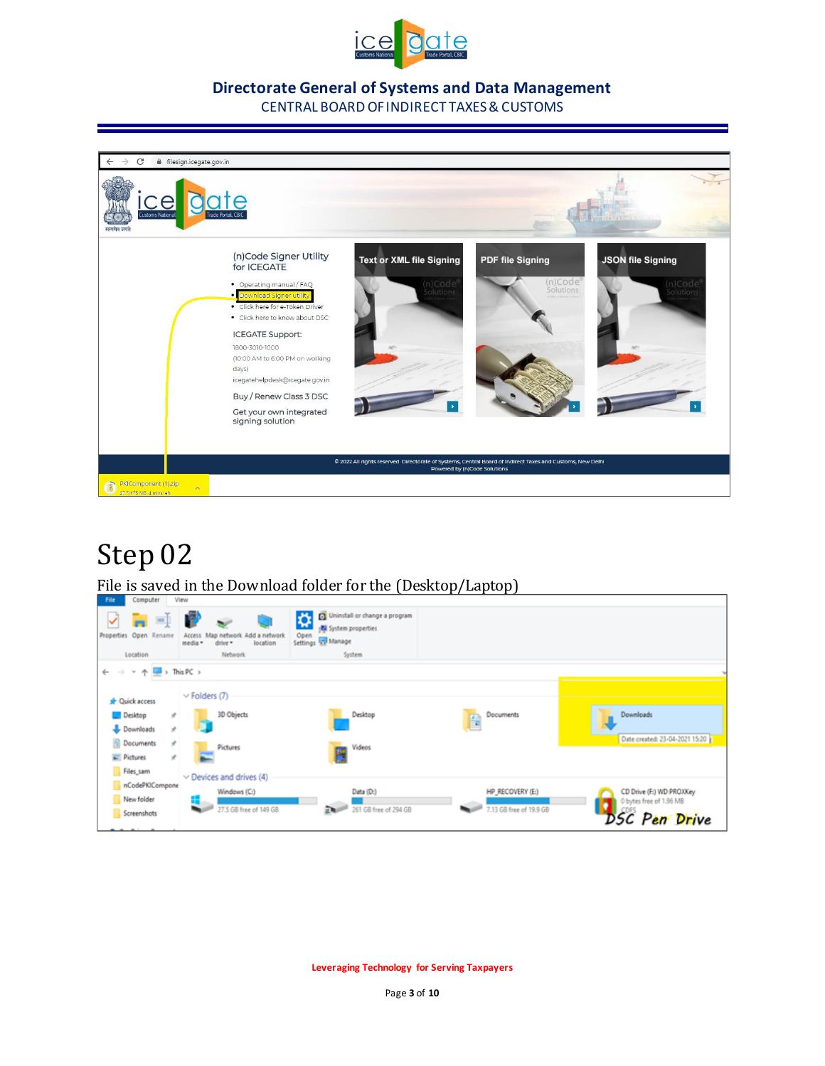# Step 02

File is saved in the Download folder for the (Desktop/Laptop)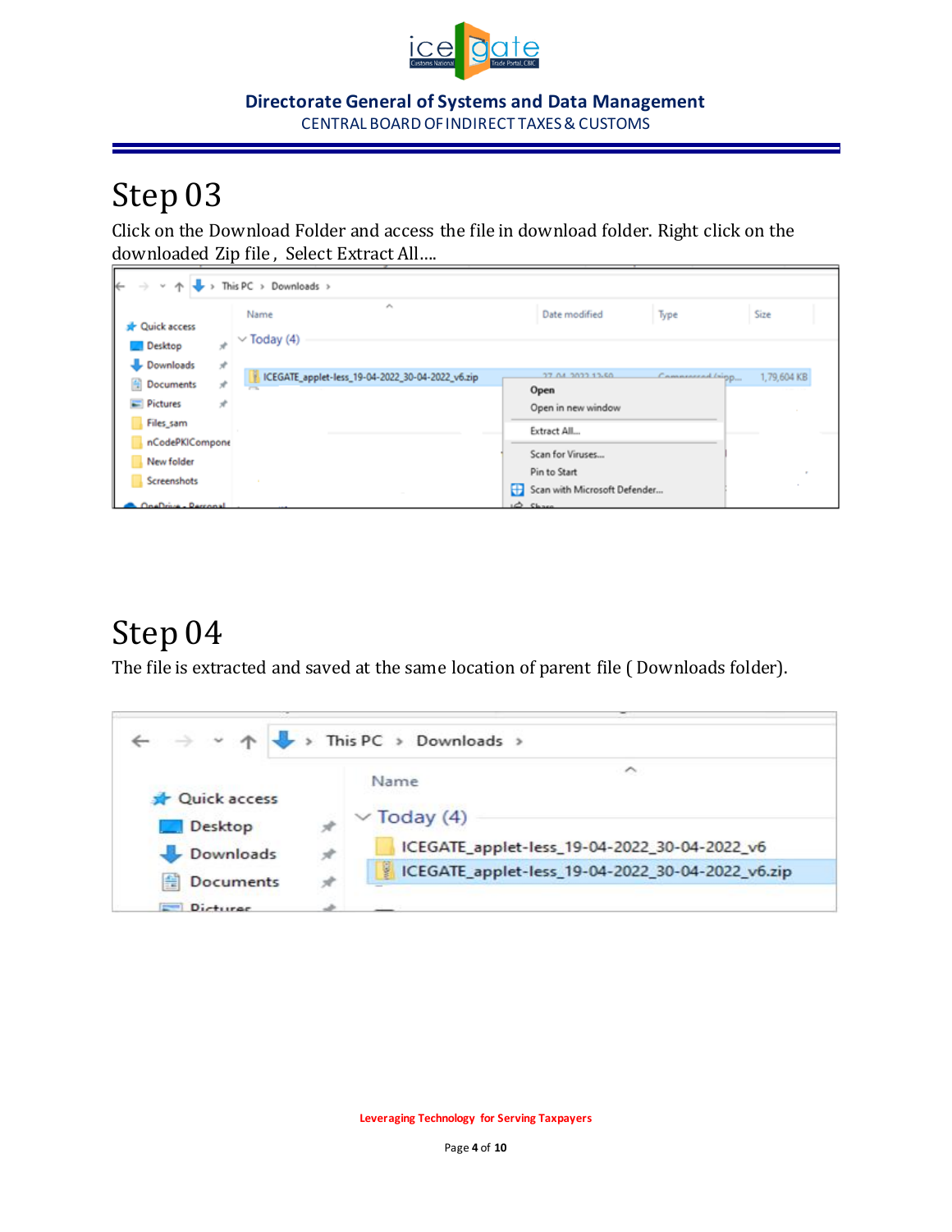# Step 03

Click on the Download Folder and access the file in download folder. Right click on the downloaded Zip file , Select Extract All….

# Step 04

The file is extracted and saved at the same location of parent file ( Downloads folder).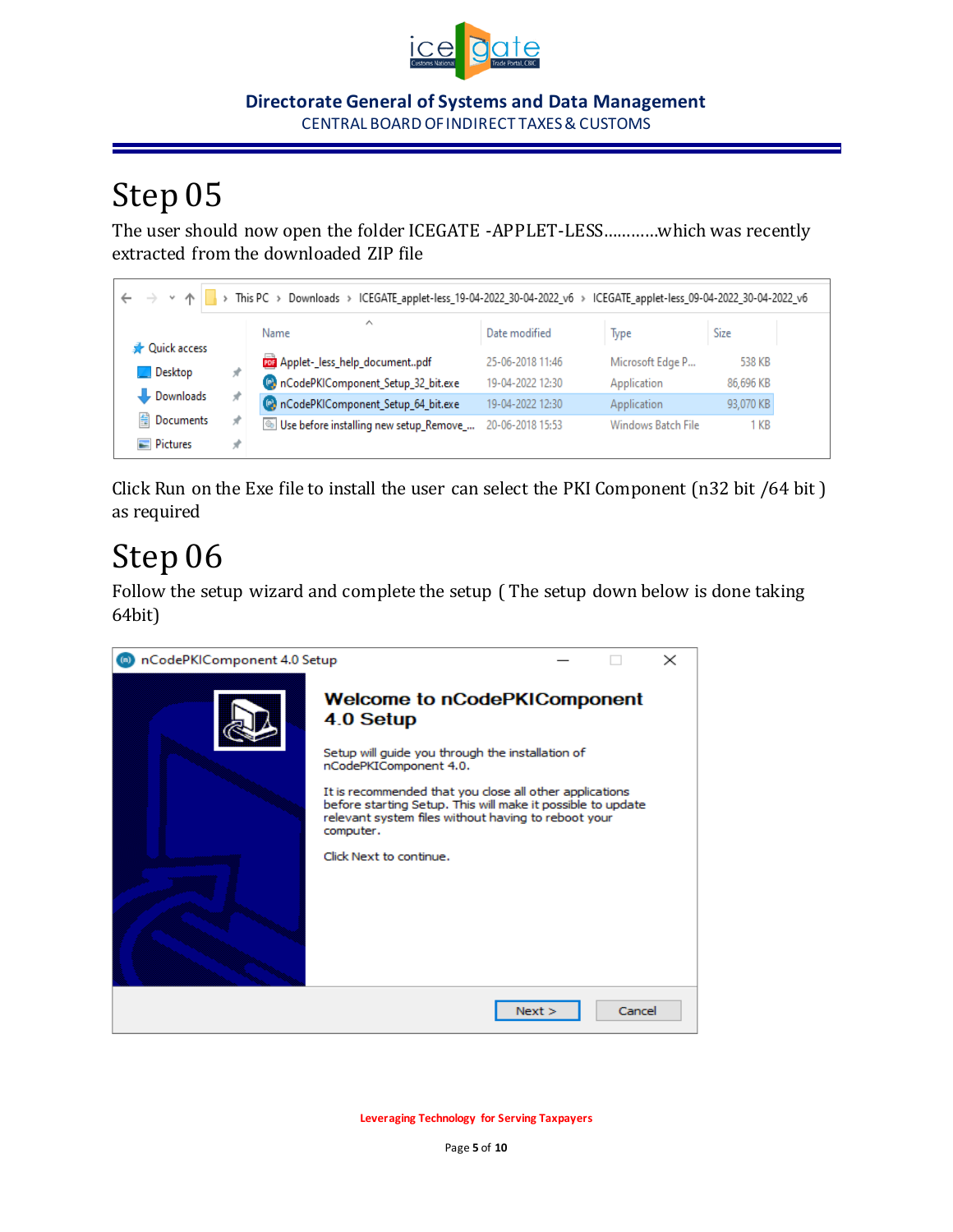# Step 05

The user should now open the folder ICEGATE -APPLET-LESS...........which was recently extracted from the downloaded ZIP file

Click Run on the Exe file to install the user can select the PKI Component (n32 bit /64 bit ) as required

# Step 06

Follow the setup wizard and complete the setup ( The setup down below is done taking 64bit)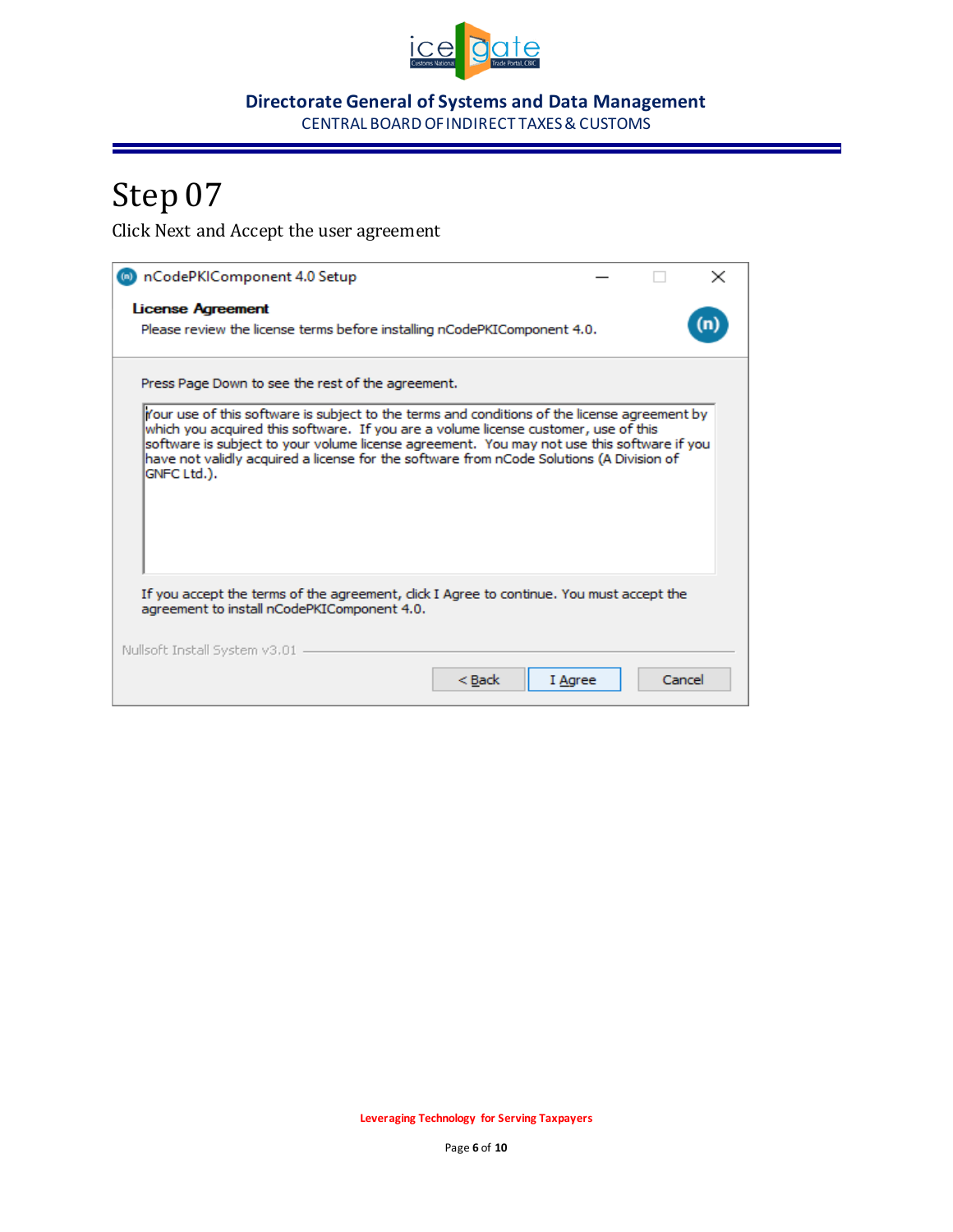# Step 07

Click Next and Accept the user agreement

nCodePKIComponent 4.0 Setup

**License Agreement**

Please review the license terms before installing nCodePKIComponent 4.0.

Press Page Down to see the rest of the agreement.

Your use of this software is subject to the terms and conditions of the license agreement by which you acquired this software. If you are a volume license customer, use of this software is subject to your volume license agreement. You may not use this software if you have not validly acquired a license for the software from nCode Solutions (A Division of GNFC Ltd.).

If you accept the terms of the agreement, click I Agree to continue. You must accept the agreement to install nCodePKIComponent 4.0.

Nullsoft Install System v3.01

< Back | I Agree | Cancel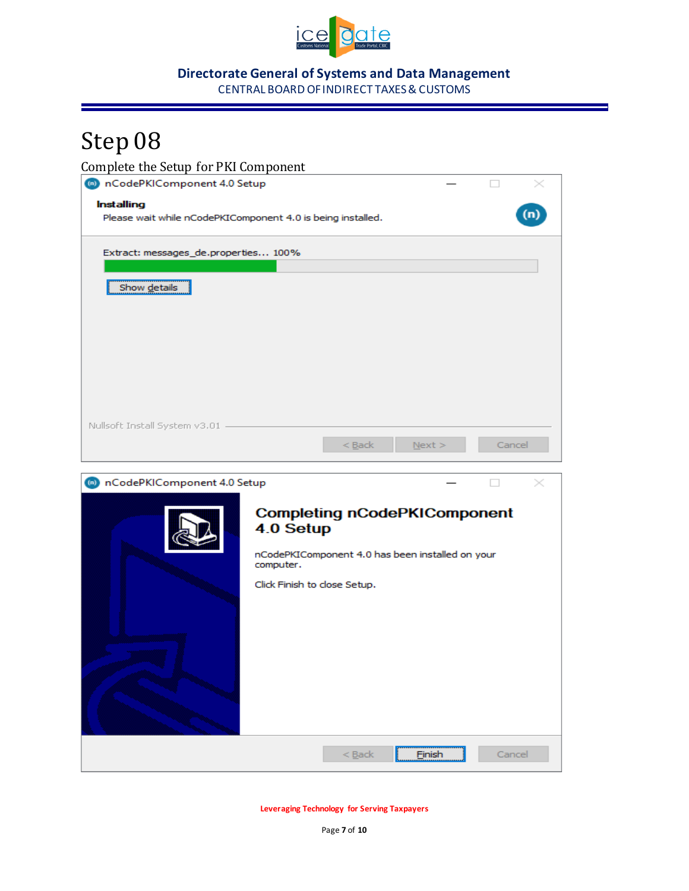## Step 08

Complete the Setup for PKI Component

nCodePKIComponent 4.0 Setup

**Installing**

Please wait while nCodePKIComponent 4.0 is being installed.

Extract: messages_de.properties... 100%

Show details

Nullsoft Install System v3.01

< Back | Next > | Cancel

nCodePKIComponent 4.0 Setup

**Completing nCodePKIComponent 4.0 Setup**

nCodePKIComponent 4.0 has been installed on your computer.

Click Finish to close Setup.

< Back | Finish | Cancel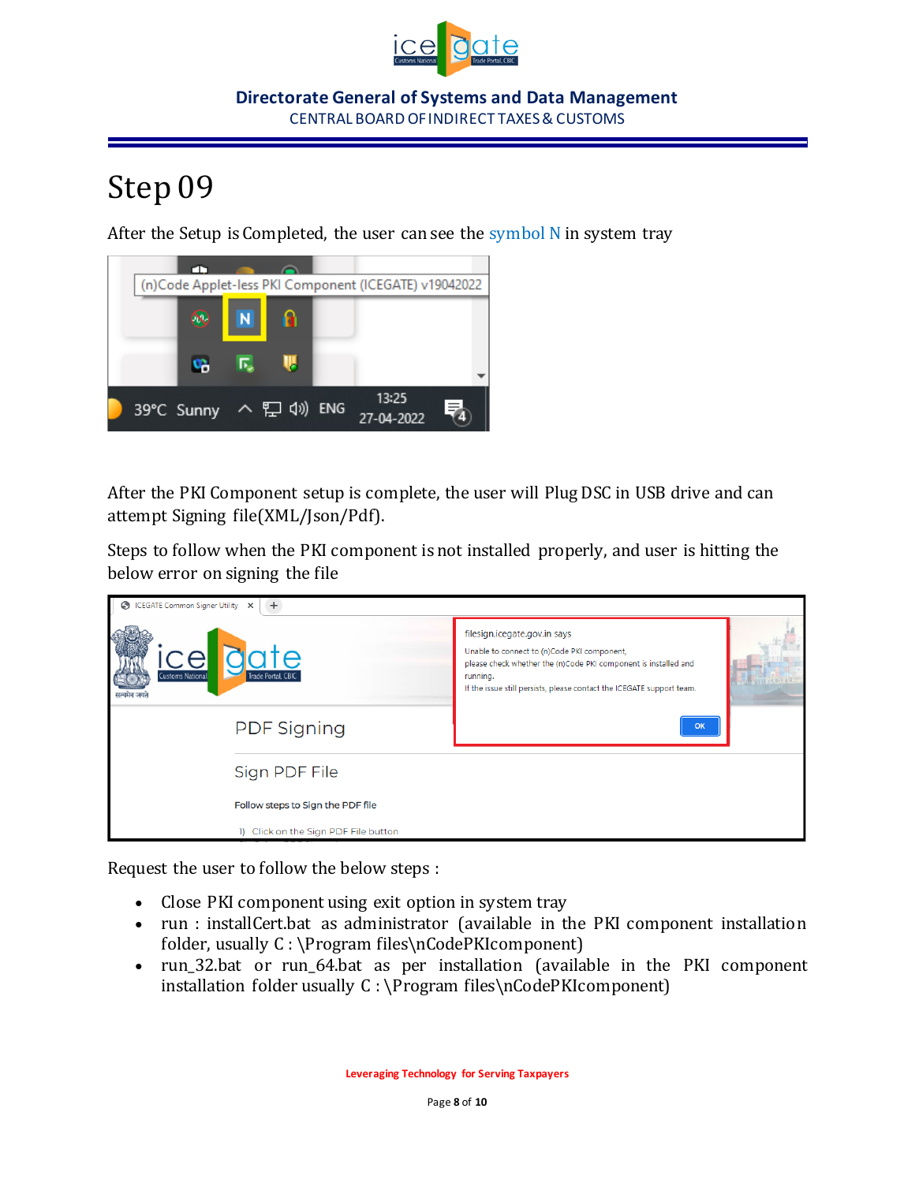# Step 09

After the Setup is Completed, the user can see the symbol N in system tray

After the PKI Component setup is complete, the user will Plug DSC in USB drive and can attempt Signing file(XML/Json/Pdf).

Steps to follow when the PKI component is not installed properly, and user is hitting the below error on signing the file

Request the user to follow the below steps :

- Close PKI component using exit option in system tray
- run : installCert.bat as administrator (available in the PKI component installation folder, usually C : \Program files\nCodePKIcomponent)
- run_32.bat or run_64.bat as per installation (available in the PKI component installation folder usually C : \Program files\nCodePKIcomponent)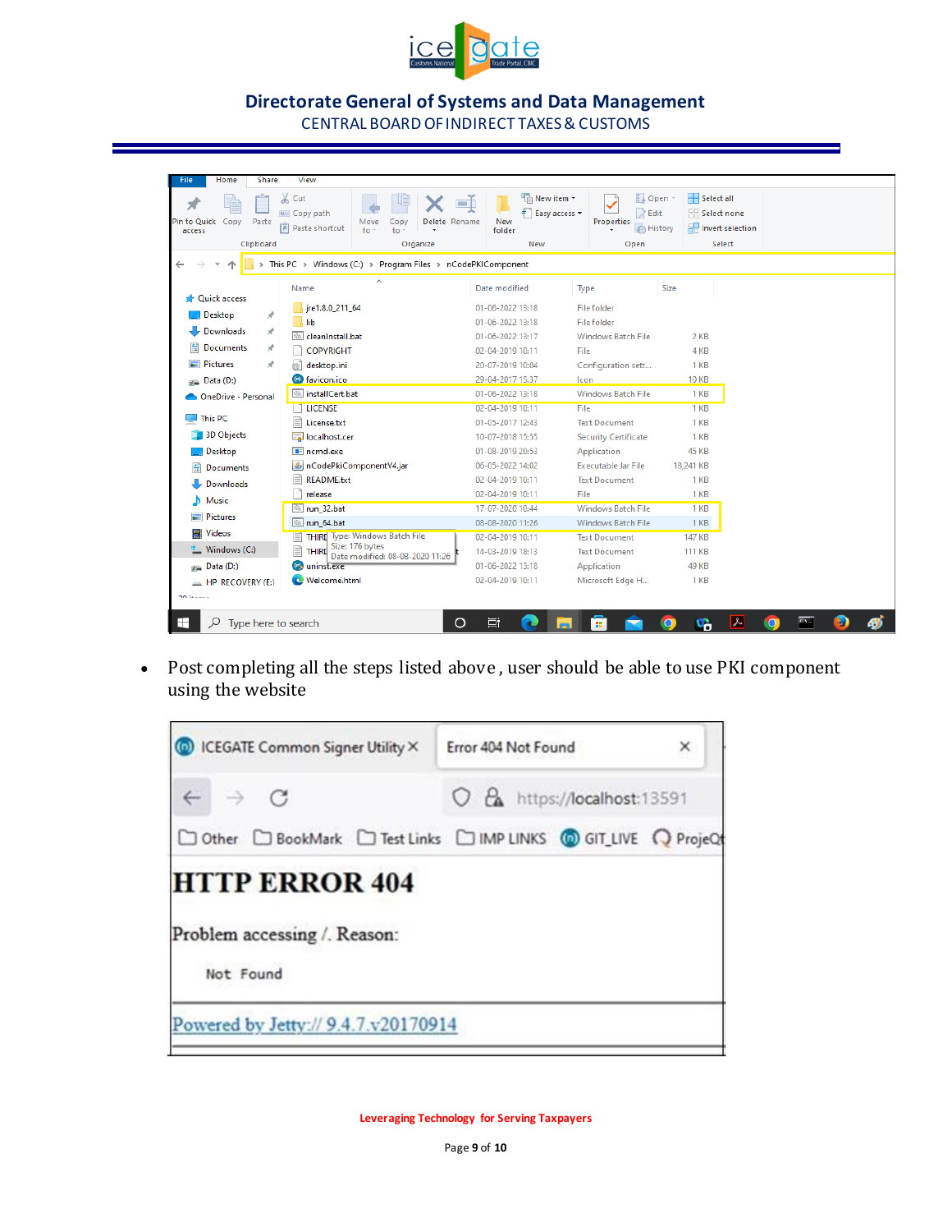- Post completing all the steps listed above , user should be able to use PKI component using the website

**Leveraging Technology for Serving Taxpayers**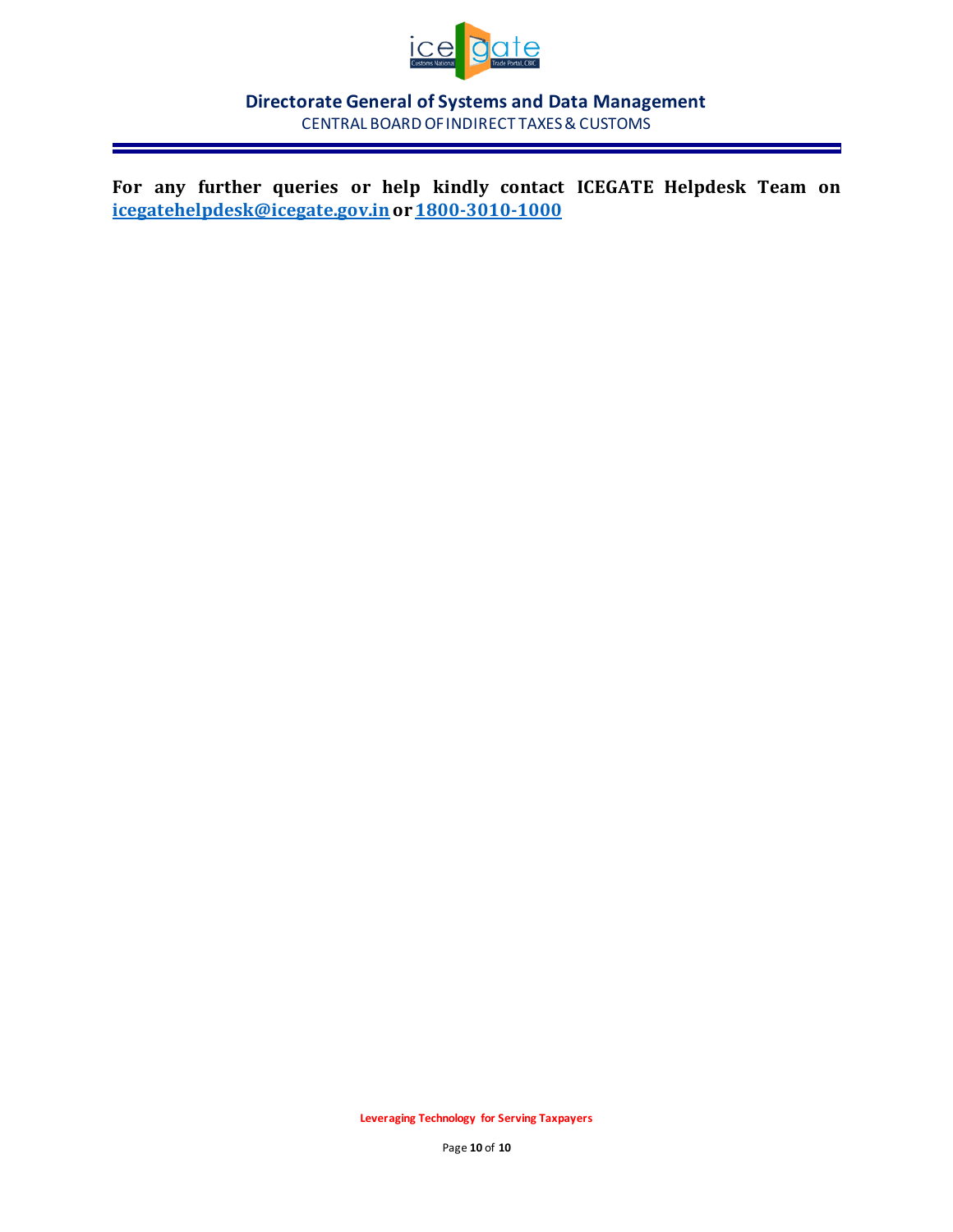**For any further queries or help kindly contact ICEGATE Helpdesk Team on [icegatehelpdesk@icegate.gov.in](mailto:icegatehelpdesk@icegate.gov.in) or 1800-3010-1000**